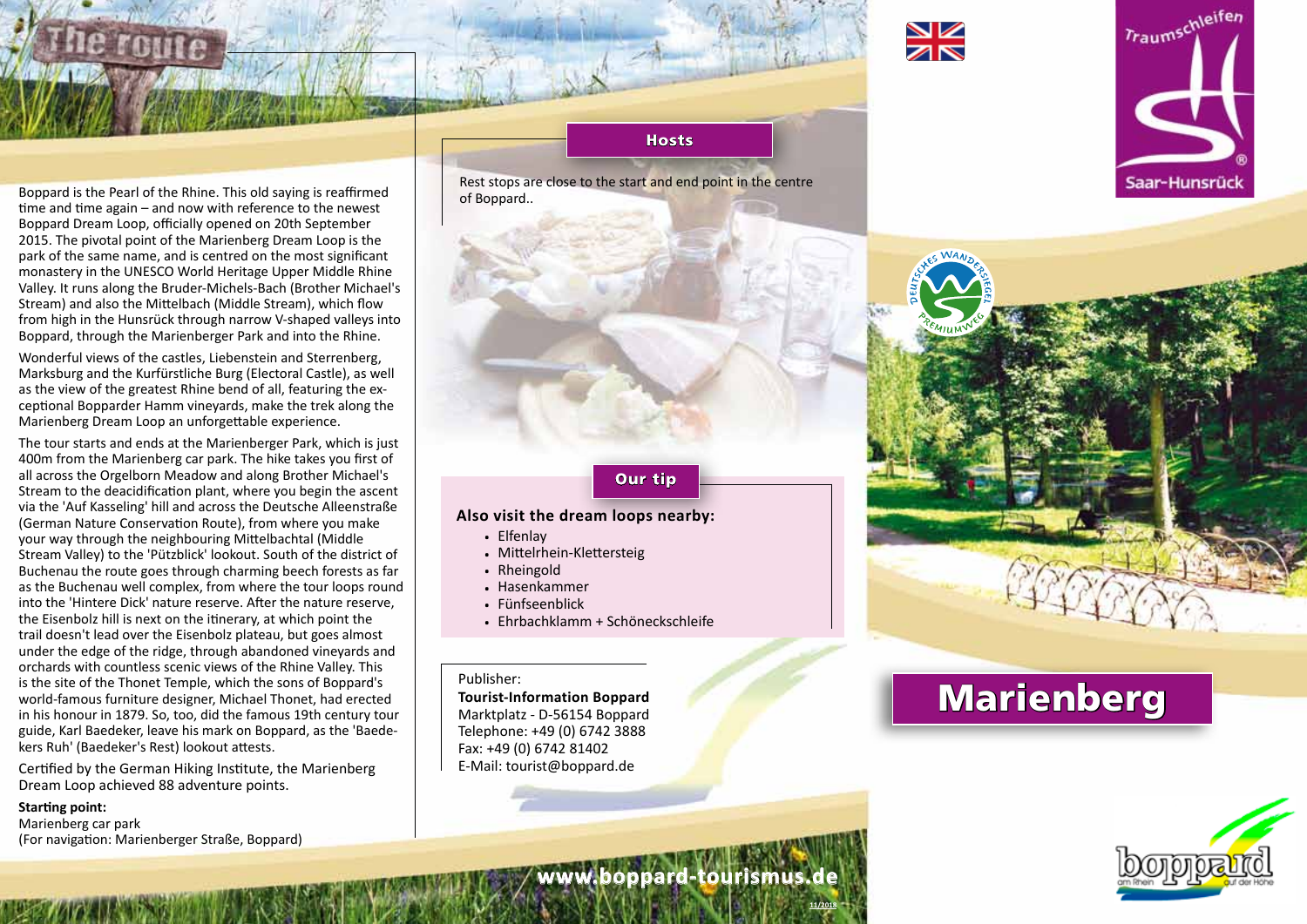# The route

Boppard is the Pearl of the Rhine. This old saying is reaffirmed time and time again – and now with reference to the newest Boppard Dream Loop, officially opened on 20th September 2015. The pivotal point of the Marienberg Dream Loop is the park of the same name, and is centred on the most significant monastery in the UNESCO World Heritage Upper Middle Rhine Valley. It runs along the Bruder-Michels-Bach (Brother Michael's Stream) and also the Mittelbach (Middle Stream), which flow from high in the Hunsrück through narrow V-shaped valleys into Boppard, through the Marienberger Park and into the Rhine.

Wonderful views of the castles, Liebenstein and Sterrenberg, Marksburg and the Kurfürstliche Burg (Electoral Castle), as well as the view of the greatest Rhine bend of all, featuring the exceptional Bopparder Hamm vineyards, make the trek along the Marienberg Dream Loop an unforgettable experience.

The tour starts and ends at the Marienberger Park, which is just 400m from the Marienberg car park. The hike takes you first of all across the Orgelborn Meadow and along Brother Michael's Stream to the deacidification plant, where you begin the ascent via the 'Auf Kasseling' hill and across the Deutsche Alleenstraße (German Nature Conservation Route), from where you make your way through the neighbouring Mittelbachtal (Middle Stream Valley) to the 'Pützblick' lookout. South of the district of Buchenau the route goes through charming beech forests as far as the Buchenau well complex, from where the tour loops round into the 'Hintere Dick' nature reserve. After the nature reserve, the Eisenbolz hill is next on the itinerary, at which point the trail doesn't lead over the Eisenbolz plateau, but goes almost under the edge of the ridge, through abandoned vineyards and orchards with countless scenic views of the Rhine Valley. This is the site of the Thonet Temple, which the sons of Boppard's world-famous furniture designer, Michael Thonet, had erected in his honour in 1879. So, too, did the famous 19th century tour guide, Karl Baedeker, leave his mark on Boppard, as the 'Baedekers Ruh' (Baedeker's Rest) lookout attests.

Certified by the German Hiking Institute, the Marienberg Dream Loop achieved 88 adventure points.

**Starting point:**
Marienberg car park
(For navigation: Marienberger Straße, Boppard)

## Hosts

Rest stops are close to the start and end point in the centre of Boppard..

## Our tip

**Also visit the dream loops nearby:**

- Elfenlay
- Mittelrhein-Klettersteig
- Rheingold
- Hasenkammer
- Fünfseenblick
- Ehrbachklamm + Schöneckschleife

Publisher:
**Tourist-Information Boppard**
Marktplatz - D-56154 Boppard
Telephone: +49 (0) 6742 3888
Fax: +49 (0) 6742 81402
E-Mail: tourist@boppard.de

www.boppard-tourismus.de

11/2018

Traumschleifen Saar-Hunsrück

# Marienberg

boppard am Rhein auf der Höhe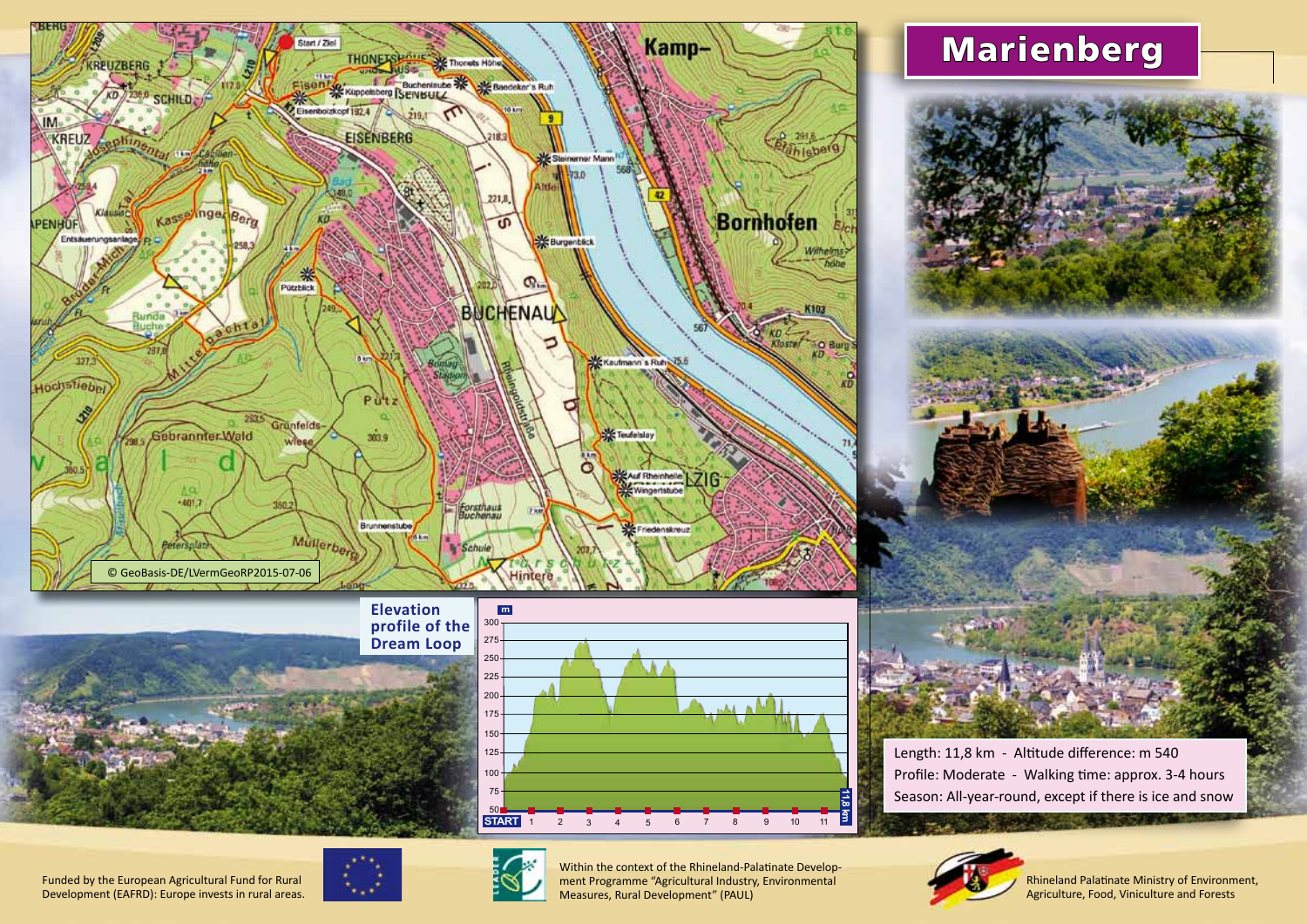# Marienberg

© GeoBasis-DE/LVermGeoRP2015-07-06

## Elevation profile of the Dream Loop

m
300
275
250
225
200
175
150
125
100
75
50
START 1 2 3 4 5 6 7 8 9 10 11 11,8 km

Length: 11,8 km - Altitude difference: m 540
Profile: Moderate - Walking time: approx. 3-4 hours
Season: All-year-round, except if there is ice and snow

Funded by the European Agricultural Fund for Rural Development (EAFRD): Europe invests in rural areas.

Within the context of the Rhineland-Palatinate Development Programme "Agricultural Industry, Environmental Measures, Rural Development" (PAUL)

Rhineland Palatinate Ministry of Environment, Agriculture, Food, Viniculture and Forests